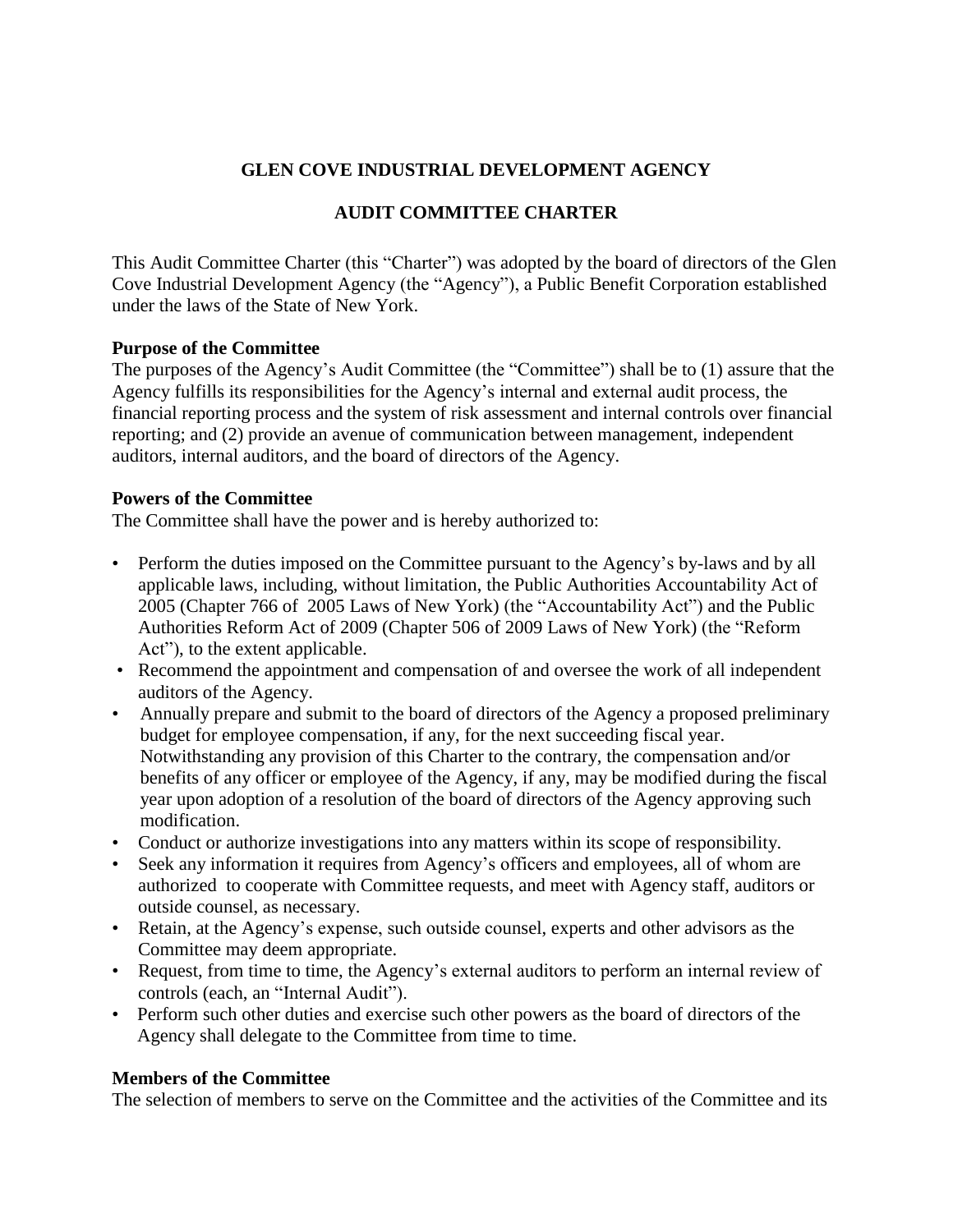# GLEN COVE INDUSTRIAL DEVELOPMENT AGENCY

## AUDIT COMMITTEE CHARTER

This Audit Committee Charter (this "Charter") was adopted by the board of directors of the Glen Cove Industrial Development Agency (the "Agency"), a Public Benefit Corporation established under the laws of the State of New York.

**Purpose of the Committee**

The purposes of the Agency's Audit Committee (the "Committee") shall be to (1) assure that the Agency fulfills its responsibilities for the Agency's internal and external audit process, the financial reporting process and the system of risk assessment and internal controls over financial reporting; and (2) provide an avenue of communication between management, independent auditors, internal auditors, and the board of directors of the Agency.

**Powers of the Committee**

The Committee shall have the power and is hereby authorized to:

- Perform the duties imposed on the Committee pursuant to the Agency's by-laws and by all applicable laws, including, without limitation, the Public Authorities Accountability Act of 2005 (Chapter 766 of 2005 Laws of New York) (the "Accountability Act") and the Public Authorities Reform Act of 2009 (Chapter 506 of 2009 Laws of New York) (the "Reform Act"), to the extent applicable.
- Recommend the appointment and compensation of and oversee the work of all independent auditors of the Agency.
- Annually prepare and submit to the board of directors of the Agency a proposed preliminary budget for employee compensation, if any, for the next succeeding fiscal year. Notwithstanding any provision of this Charter to the contrary, the compensation and/or benefits of any officer or employee of the Agency, if any, may be modified during the fiscal year upon adoption of a resolution of the board of directors of the Agency approving such modification.
- Conduct or authorize investigations into any matters within its scope of responsibility.
- Seek any information it requires from Agency's officers and employees, all of whom are authorized to cooperate with Committee requests, and meet with Agency staff, auditors or outside counsel, as necessary.
- Retain, at the Agency's expense, such outside counsel, experts and other advisors as the Committee may deem appropriate.
- Request, from time to time, the Agency's external auditors to perform an internal review of controls (each, an "Internal Audit").
- Perform such other duties and exercise such other powers as the board of directors of the Agency shall delegate to the Committee from time to time.

**Members of the Committee**

The selection of members to serve on the Committee and the activities of the Committee and its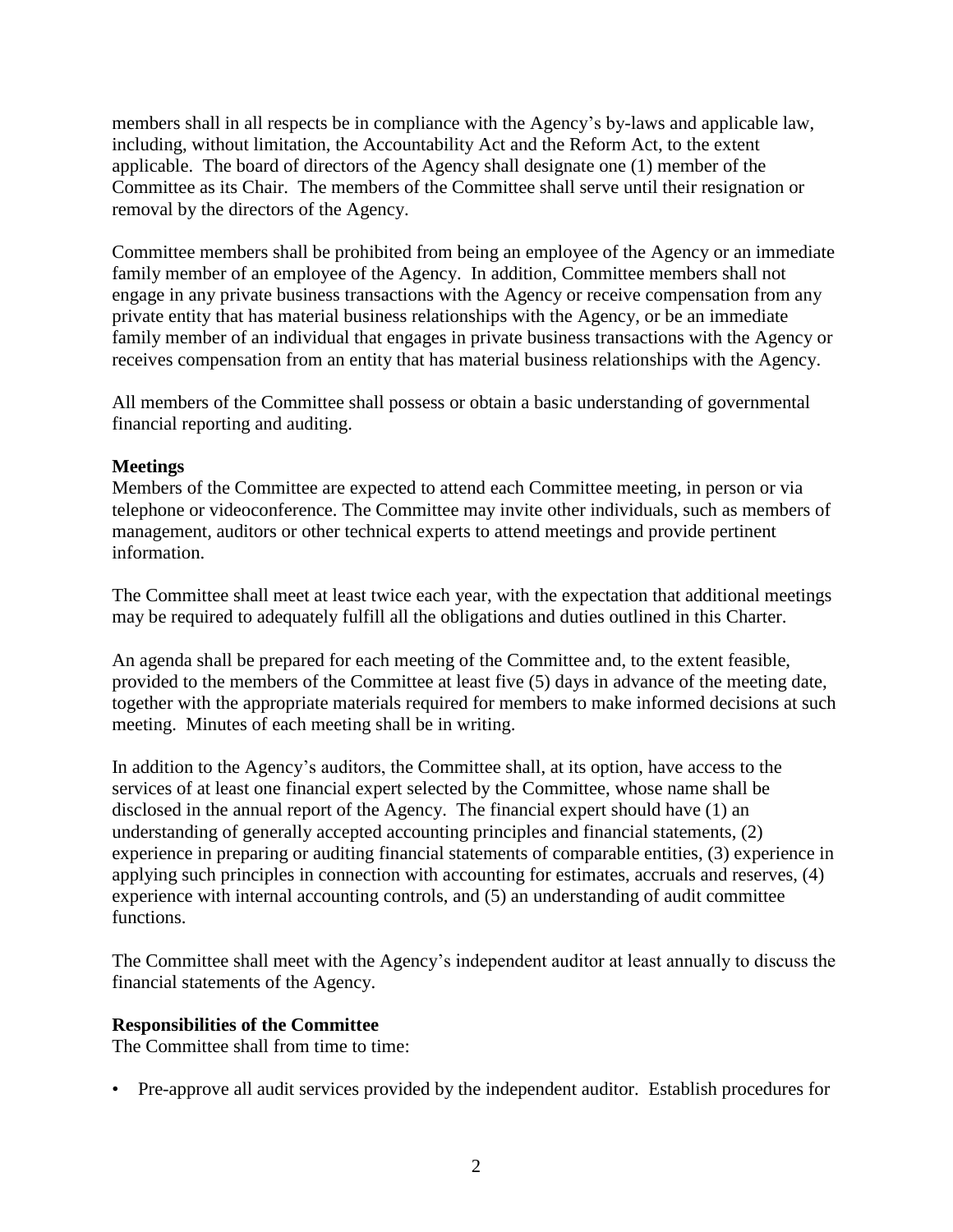members shall in all respects be in compliance with the Agency's by-laws and applicable law, including, without limitation, the Accountability Act and the Reform Act, to the extent applicable. The board of directors of the Agency shall designate one (1) member of the Committee as its Chair. The members of the Committee shall serve until their resignation or removal by the directors of the Agency.

Committee members shall be prohibited from being an employee of the Agency or an immediate family member of an employee of the Agency. In addition, Committee members shall not engage in any private business transactions with the Agency or receive compensation from any private entity that has material business relationships with the Agency, or be an immediate family member of an individual that engages in private business transactions with the Agency or receives compensation from an entity that has material business relationships with the Agency.

All members of the Committee shall possess or obtain a basic understanding of governmental financial reporting and auditing.

**Meetings**

Members of the Committee are expected to attend each Committee meeting, in person or via telephone or videoconference. The Committee may invite other individuals, such as members of management, auditors or other technical experts to attend meetings and provide pertinent information.

The Committee shall meet at least twice each year, with the expectation that additional meetings may be required to adequately fulfill all the obligations and duties outlined in this Charter.

An agenda shall be prepared for each meeting of the Committee and, to the extent feasible, provided to the members of the Committee at least five (5) days in advance of the meeting date, together with the appropriate materials required for members to make informed decisions at such meeting. Minutes of each meeting shall be in writing.

In addition to the Agency's auditors, the Committee shall, at its option, have access to the services of at least one financial expert selected by the Committee, whose name shall be disclosed in the annual report of the Agency. The financial expert should have (1) an understanding of generally accepted accounting principles and financial statements, (2) experience in preparing or auditing financial statements of comparable entities, (3) experience in applying such principles in connection with accounting for estimates, accruals and reserves, (4) experience with internal accounting controls, and (5) an understanding of audit committee functions.

The Committee shall meet with the Agency's independent auditor at least annually to discuss the financial statements of the Agency.

**Responsibilities of the Committee**

The Committee shall from time to time:

- Pre-approve all audit services provided by the independent auditor. Establish procedures for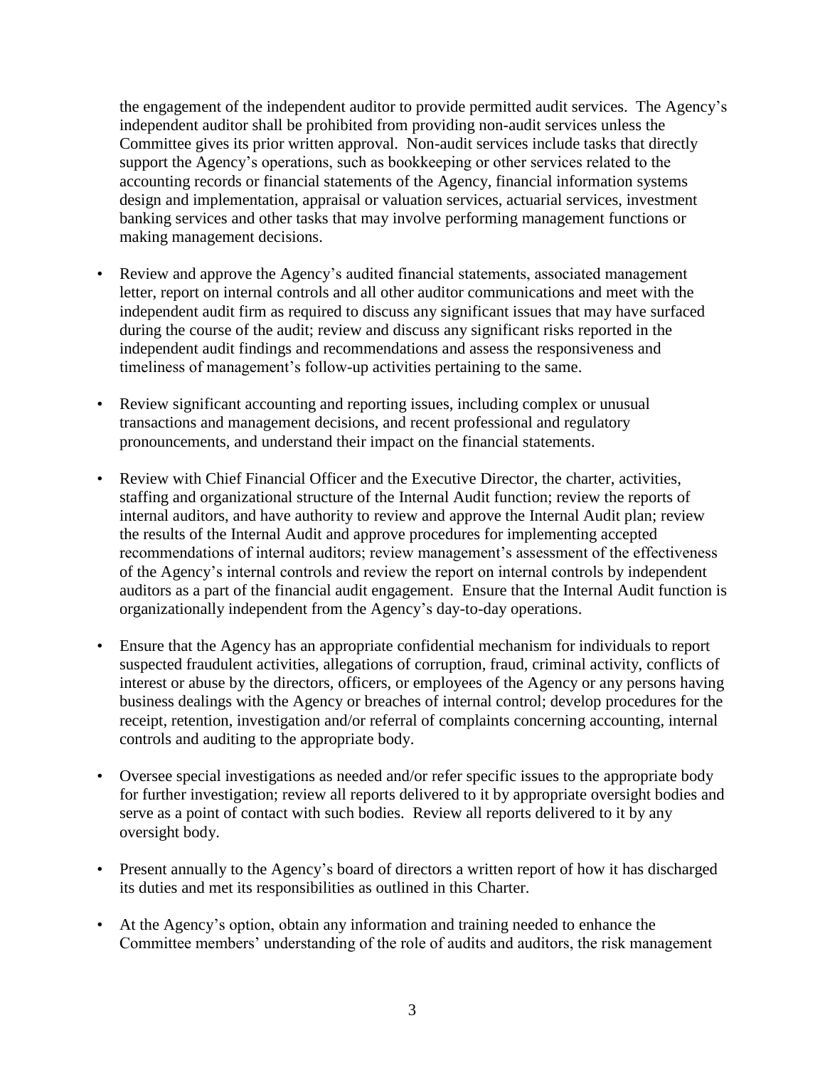the engagement of the independent auditor to provide permitted audit services. The Agency's independent auditor shall be prohibited from providing non-audit services unless the Committee gives its prior written approval. Non-audit services include tasks that directly support the Agency's operations, such as bookkeeping or other services related to the accounting records or financial statements of the Agency, financial information systems design and implementation, appraisal or valuation services, actuarial services, investment banking services and other tasks that may involve performing management functions or making management decisions.

- Review and approve the Agency's audited financial statements, associated management letter, report on internal controls and all other auditor communications and meet with the independent audit firm as required to discuss any significant issues that may have surfaced during the course of the audit; review and discuss any significant risks reported in the independent audit findings and recommendations and assess the responsiveness and timeliness of management's follow-up activities pertaining to the same.

- Review significant accounting and reporting issues, including complex or unusual transactions and management decisions, and recent professional and regulatory pronouncements, and understand their impact on the financial statements.

- Review with Chief Financial Officer and the Executive Director, the charter, activities, staffing and organizational structure of the Internal Audit function; review the reports of internal auditors, and have authority to review and approve the Internal Audit plan; review the results of the Internal Audit and approve procedures for implementing accepted recommendations of internal auditors; review management's assessment of the effectiveness of the Agency's internal controls and review the report on internal controls by independent auditors as a part of the financial audit engagement. Ensure that the Internal Audit function is organizationally independent from the Agency's day-to-day operations.

- Ensure that the Agency has an appropriate confidential mechanism for individuals to report suspected fraudulent activities, allegations of corruption, fraud, criminal activity, conflicts of interest or abuse by the directors, officers, or employees of the Agency or any persons having business dealings with the Agency or breaches of internal control; develop procedures for the receipt, retention, investigation and/or referral of complaints concerning accounting, internal controls and auditing to the appropriate body.

- Oversee special investigations as needed and/or refer specific issues to the appropriate body for further investigation; review all reports delivered to it by appropriate oversight bodies and serve as a point of contact with such bodies. Review all reports delivered to it by any oversight body.

- Present annually to the Agency's board of directors a written report of how it has discharged its duties and met its responsibilities as outlined in this Charter.

- At the Agency's option, obtain any information and training needed to enhance the Committee members' understanding of the role of audits and auditors, the risk management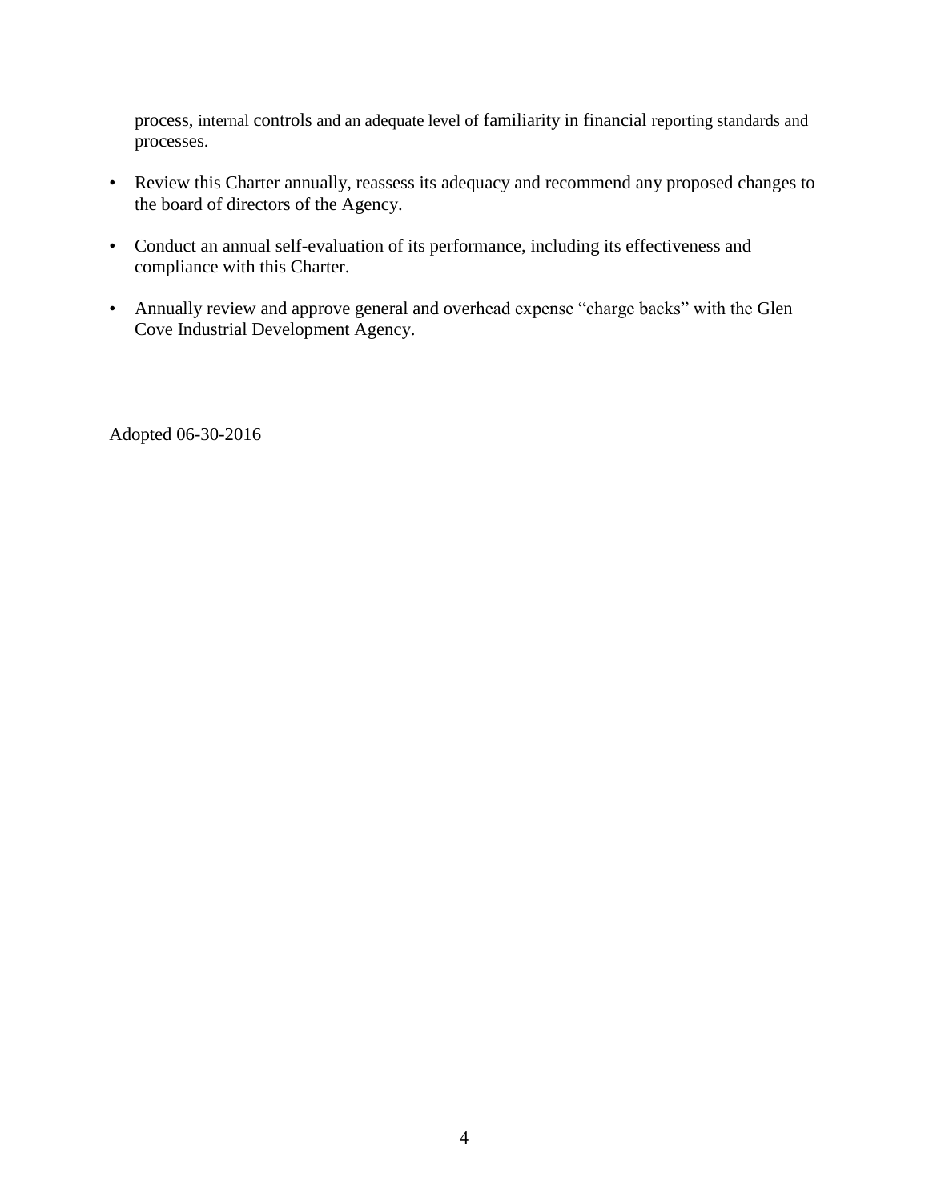process, internal controls and an adequate level of familiarity in financial reporting standards and processes.

- Review this Charter annually, reassess its adequacy and recommend any proposed changes to the board of directors of the Agency.
- Conduct an annual self-evaluation of its performance, including its effectiveness and compliance with this Charter.
- Annually review and approve general and overhead expense "charge backs" with the Glen Cove Industrial Development Agency.

Adopted 06-30-2016